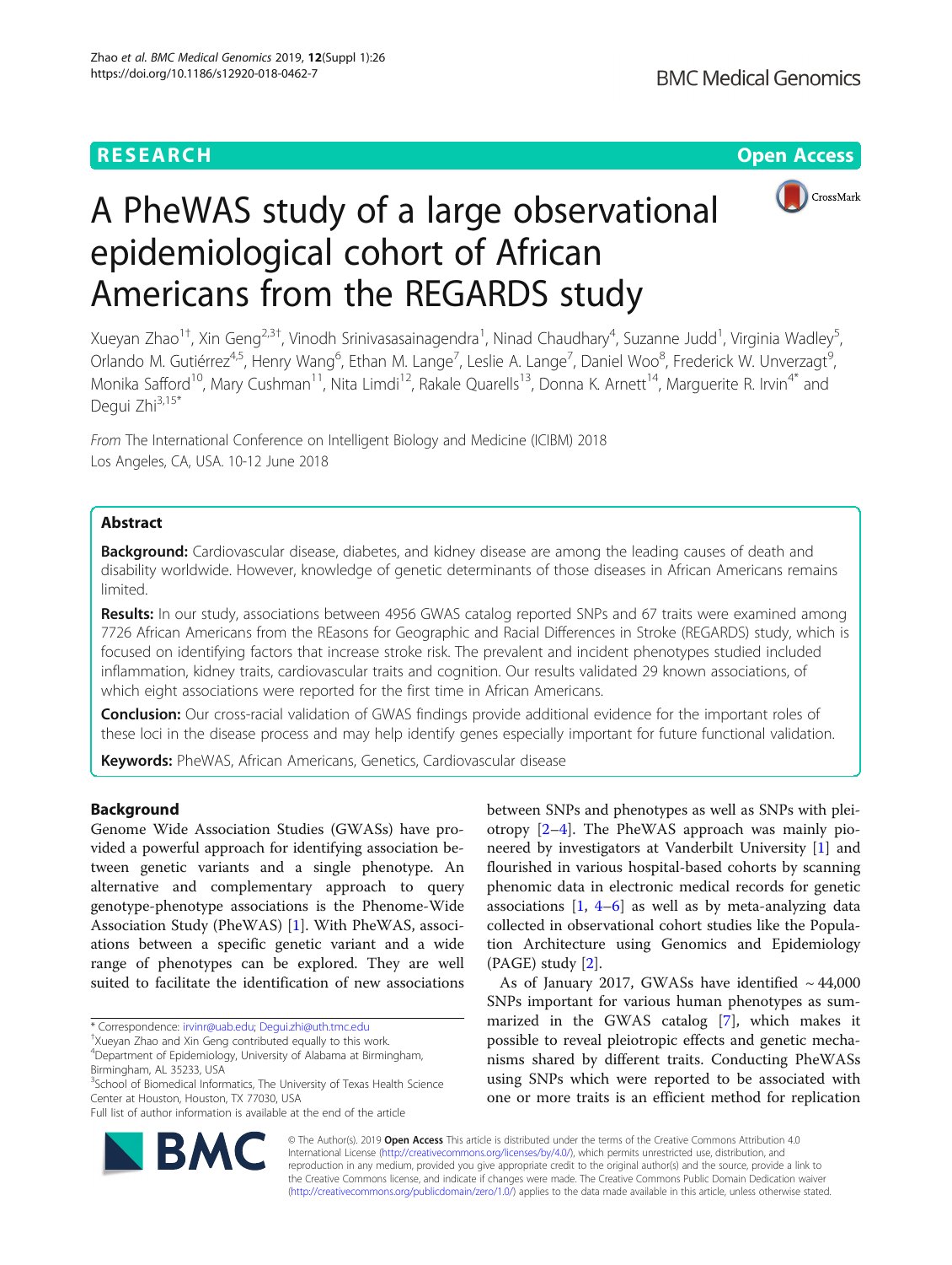RESEARCH

Open Access

# A PheWAS study of a large observational epidemiological cohort of African Americans from the REGARDS study

Xueyan Zhao[1†], Xin Geng[2,3†], Vinodh Srinivasasainagendra[1], Ninad Chaudhary[4], Suzanne Judd[1], Virginia Wadley[5], Orlando M. Gutiérrez[4,5], Henry Wang[6], Ethan M. Lange[7], Leslie A. Lange[7], Daniel Woo[8], Frederick W. Unverzagt[9], Monika Safford[10], Mary Cushman[11], Nita Limdi[12], Rakale Quarells[13], Donna K. Arnett[14], Marguerite R. Irvin[4*] and Degui Zhi[3,15*]

*From* The International Conference on Intelligent Biology and Medicine (ICIBM) 2018
Los Angeles, CA, USA. 10-12 June 2018

## Abstract

**Background:** Cardiovascular disease, diabetes, and kidney disease are among the leading causes of death and disability worldwide. However, knowledge of genetic determinants of those diseases in African Americans remains limited.

**Results:** In our study, associations between 4956 GWAS catalog reported SNPs and 67 traits were examined among 7726 African Americans from the REasons for Geographic and Racial Differences in Stroke (REGARDS) study, which is focused on identifying factors that increase stroke risk. The prevalent and incident phenotypes studied included inflammation, kidney traits, cardiovascular traits and cognition. Our results validated 29 known associations, of which eight associations were reported for the first time in African Americans.

**Conclusion:** Our cross-racial validation of GWAS findings provide additional evidence for the important roles of these loci in the disease process and may help identify genes especially important for future functional validation.

**Keywords:** PheWAS, African Americans, Genetics, Cardiovascular disease

## Background

Genome Wide Association Studies (GWASs) have provided a powerful approach for identifying association between genetic variants and a single phenotype. An alternative and complementary approach to query genotype-phenotype associations is the Phenome-Wide Association Study (PheWAS) [1]. With PheWAS, associations between a specific genetic variant and a wide range of phenotypes can be explored. They are well suited to facilitate the identification of new associations between SNPs and phenotypes as well as SNPs with pleiotropy [2–4]. The PheWAS approach was mainly pioneered by investigators at Vanderbilt University [1] and flourished in various hospital-based cohorts by scanning phenomic data in electronic medical records for genetic associations [1, 4–6] as well as by meta-analyzing data collected in observational cohort studies like the Population Architecture using Genomics and Epidemiology (PAGE) study [2].

As of January 2017, GWASs have identified ~ 44,000 SNPs important for various human phenotypes as summarized in the GWAS catalog [7], which makes it possible to reveal pleiotropic effects and genetic mechanisms shared by different traits. Conducting PheWASs using SNPs which were reported to be associated with one or more traits is an efficient method for replication

\* Correspondence: irvinr@uab.edu; Degui.zhi@uth.tmc.edu
†Xueyan Zhao and Xin Geng contributed equally to this work.
[4]Department of Epidemiology, University of Alabama at Birmingham, Birmingham, AL 35233, USA
[3]School of Biomedical Informatics, The University of Texas Health Science Center at Houston, Houston, TX 77030, USA
Full list of author information is available at the end of the article

© The Author(s). 2019 **Open Access** This article is distributed under the terms of the Creative Commons Attribution 4.0 International License (http://creativecommons.org/licenses/by/4.0/), which permits unrestricted use, distribution, and reproduction in any medium, provided you give appropriate credit to the original author(s) and the source, provide a link to the Creative Commons license, and indicate if changes were made. The Creative Commons Public Domain Dedication waiver (http://creativecommons.org/publicdomain/zero/1.0/) applies to the data made available in this article, unless otherwise stated.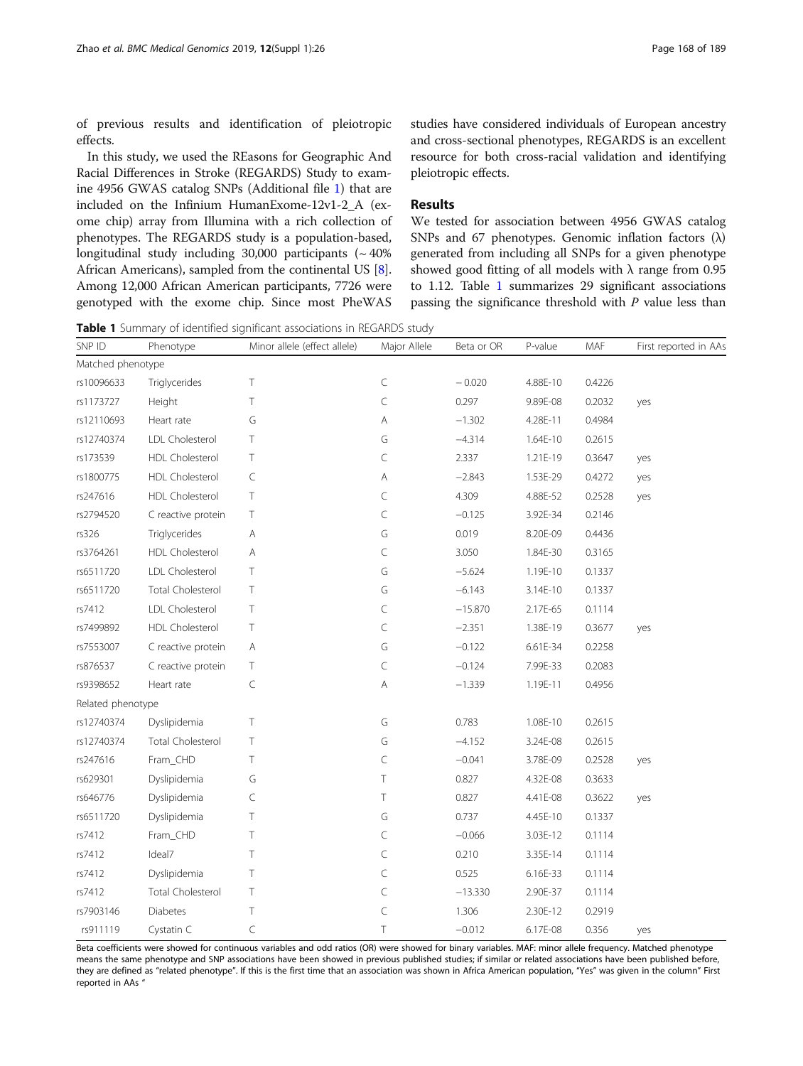of previous results and identification of pleiotropic effects.

In this study, we used the REasons for Geographic And Racial Differences in Stroke (REGARDS) Study to examine 4956 GWAS catalog SNPs (Additional file 1) that are included on the Infinium HumanExome-12v1-2_A (exome chip) array from Illumina with a rich collection of phenotypes. The REGARDS study is a population-based, longitudinal study including 30,000 participants (~ 40% African Americans), sampled from the continental US [8]. Among 12,000 African American participants, 7726 were genotyped with the exome chip. Since most PheWAS studies have considered individuals of European ancestry and cross-sectional phenotypes, REGARDS is an excellent resource for both cross-racial validation and identifying pleiotropic effects.

## Results

We tested for association between 4956 GWAS catalog SNPs and 67 phenotypes. Genomic inflation factors (λ) generated from including all SNPs for a given phenotype showed good fitting of all models with λ range from 0.95 to 1.12. Table 1 summarizes 29 significant associations passing the significance threshold with *P* value less than

**Table 1** Summary of identified significant associations in REGARDS study

| SNP ID | Phenotype | Minor allele (effect allele) | Major Allele | Beta or OR | P-value | MAF | First reported in AAs |
|---|---|---|---|---|---|---|---|
| Matched phenotype | | | | | | | |
| rs10096633 | Triglycerides | T | C | −0.020 | 4.88E-10 | 0.4226 | |
| rs1173727 | Height | T | C | 0.297 | 9.89E-08 | 0.2032 | yes |
| rs12110693 | Heart rate | G | A | −1.302 | 4.28E-11 | 0.4984 | |
| rs12740374 | LDL Cholesterol | T | G | −4.314 | 1.64E-10 | 0.2615 | |
| rs173539 | HDL Cholesterol | T | C | 2.337 | 1.21E-19 | 0.3647 | yes |
| rs1800775 | HDL Cholesterol | C | A | −2.843 | 1.53E-29 | 0.4272 | yes |
| rs247616 | HDL Cholesterol | T | C | 4.309 | 4.88E-52 | 0.2528 | yes |
| rs2794520 | C reactive protein | T | C | −0.125 | 3.92E-34 | 0.2146 | |
| rs326 | Triglycerides | A | G | 0.019 | 8.20E-09 | 0.4436 | |
| rs3764261 | HDL Cholesterol | A | C | 3.050 | 1.84E-30 | 0.3165 | |
| rs6511720 | LDL Cholesterol | T | G | −5.624 | 1.19E-10 | 0.1337 | |
| rs6511720 | Total Cholesterol | T | G | −6.143 | 3.14E-10 | 0.1337 | |
| rs7412 | LDL Cholesterol | T | C | −15.870 | 2.17E-65 | 0.1114 | |
| rs7499892 | HDL Cholesterol | T | C | −2.351 | 1.38E-19 | 0.3677 | yes |
| rs7553007 | C reactive protein | A | G | −0.122 | 6.61E-34 | 0.2258 | |
| rs876537 | C reactive protein | T | C | −0.124 | 7.99E-33 | 0.2083 | |
| rs9398652 | Heart rate | C | A | −1.339 | 1.19E-11 | 0.4956 | |
| Related phenotype | | | | | | | |
| rs12740374 | Dyslipidemia | T | G | 0.783 | 1.08E-10 | 0.2615 | |
| rs12740374 | Total Cholesterol | T | G | −4.152 | 3.24E-08 | 0.2615 | |
| rs247616 | Fram_CHD | T | C | −0.041 | 3.78E-09 | 0.2528 | yes |
| rs629301 | Dyslipidemia | G | T | 0.827 | 4.32E-08 | 0.3633 | |
| rs646776 | Dyslipidemia | C | T | 0.827 | 4.41E-08 | 0.3622 | yes |
| rs6511720 | Dyslipidemia | T | G | 0.737 | 4.45E-10 | 0.1337 | |
| rs7412 | Fram_CHD | T | C | −0.066 | 3.03E-12 | 0.1114 | |
| rs7412 | Ideal7 | T | C | 0.210 | 3.35E-14 | 0.1114 | |
| rs7412 | Dyslipidemia | T | C | 0.525 | 6.16E-33 | 0.1114 | |
| rs7412 | Total Cholesterol | T | C | −13.330 | 2.90E-37 | 0.1114 | |
| rs7903146 | Diabetes | T | C | 1.306 | 2.30E-12 | 0.2919 | |
| rs911119 | Cystatin C | C | T | −0.012 | 6.17E-08 | 0.356 | yes |

Beta coefficients were showed for continuous variables and odd ratios (OR) were showed for binary variables. MAF: minor allele frequency. Matched phenotype means the same phenotype and SNP associations have been showed in previous published studies; if similar or related associations have been published before, they are defined as "related phenotype". If this is the first time that an association was shown in Africa American population, "Yes" was given in the column" First reported in AAs "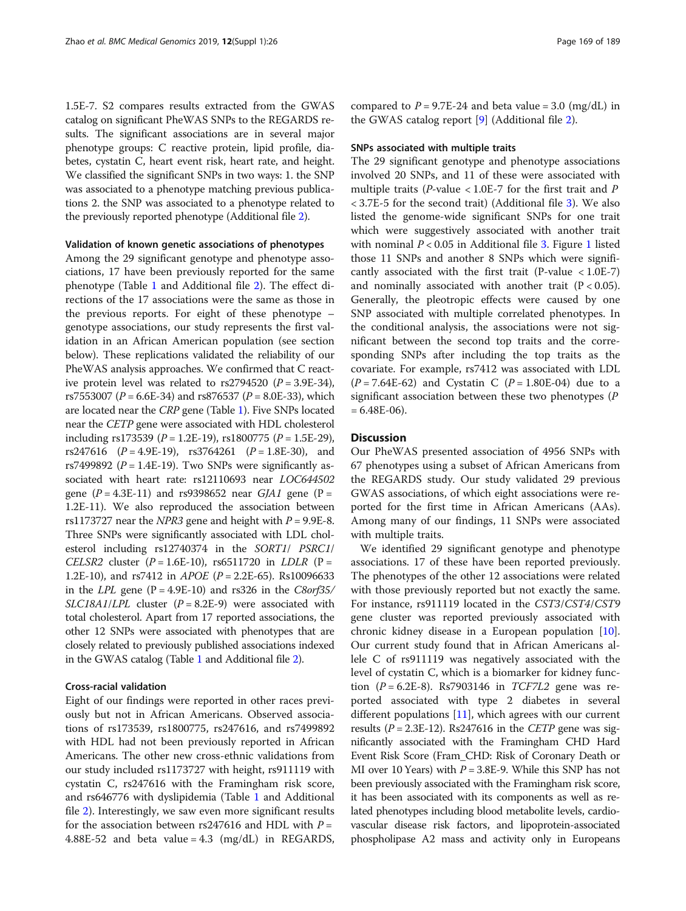1.5E-7. S2 compares results extracted from the GWAS catalog on significant PheWAS SNPs to the REGARDS results. The significant associations are in several major phenotype groups: C reactive protein, lipid profile, diabetes, cystatin C, heart event risk, heart rate, and height. We classified the significant SNPs in two ways: 1. the SNP was associated to a phenotype matching previous publications 2. the SNP was associated to a phenotype related to the previously reported phenotype (Additional file 2).

### Validation of known genetic associations of phenotypes

Among the 29 significant genotype and phenotype associations, 17 have been previously reported for the same phenotype (Table 1 and Additional file 2). The effect directions of the 17 associations were the same as those in the previous reports. For eight of these phenotype – genotype associations, our study represents the first validation in an African American population (see section below). These replications validated the reliability of our PheWAS analysis approaches. We confirmed that C reactive protein level was related to rs2794520 ($P = 3.9E\text{-}34$), rs7553007 ($P = 6.6E\text{-}34$) and rs876537 ($P = 8.0E\text{-}33$), which are located near the *CRP* gene (Table 1). Five SNPs located near the *CETP* gene were associated with HDL cholesterol including rs173539 ($P = 1.2E\text{-}19$), rs1800775 ($P = 1.5E\text{-}29$), rs247616 ($P = 4.9E\text{-}19$), rs3764261 ($P = 1.8E\text{-}30$), and rs7499892 ($P = 1.4E\text{-}19$). Two SNPs were significantly associated with heart rate: rs12110693 near *LOC644502* gene ($P = 4.3E\text{-}11$) and rs9398652 near *GJA1* gene ($P = 1.2E\text{-}11$). We also reproduced the association between rs1173727 near the *NPR3* gene and height with $P = 9.9E\text{-}8$. Three SNPs were significantly associated with LDL cholesterol including rs12740374 in the *SORT1/ PSRC1/ CELSR2* cluster ($P = 1.6E\text{-}10$), rs6511720 in *LDLR* ($P = 1.2E\text{-}10$), and rs7412 in *APOE* ($P = 2.2E\text{-}65$). Rs10096633 in the *LPL* gene ($P = 4.9E\text{-}10$) and rs326 in the *C8orf35/ SLC18A1/LPL* cluster ($P = 8.2E\text{-}9$) were associated with total cholesterol. Apart from 17 reported associations, the other 12 SNPs were associated with phenotypes that are closely related to previously published associations indexed in the GWAS catalog (Table 1 and Additional file 2).

### Cross-racial validation

Eight of our findings were reported in other races previously but not in African Americans. Observed associations of rs173539, rs1800775, rs247616, and rs7499892 with HDL had not been previously reported in African Americans. The other new cross-ethnic validations from our study included rs1173727 with height, rs911119 with cystatin C, rs247616 with the Framingham risk score, and rs646776 with dyslipidemia (Table 1 and Additional file 2). Interestingly, we saw even more significant results for the association between rs247616 and HDL with $P = 4.88E\text{-}52$ and beta value = 4.3 (mg/dL) in REGARDS, compared to $P = 9.7E\text{-}24$ and beta value = 3.0 (mg/dL) in the GWAS catalog report [9] (Additional file 2).

### SNPs associated with multiple traits

The 29 significant genotype and phenotype associations involved 20 SNPs, and 11 of these were associated with multiple traits (*P*-value $< 1.0E\text{-}7$ for the first trait and $P < 3.7E\text{-}5$ for the second trait) (Additional file 3). We also listed the genome-wide significant SNPs for one trait which were suggestively associated with another trait with nominal $P < 0.05$ in Additional file 3. Figure 1 listed those 11 SNPs and another 8 SNPs which were significantly associated with the first trait (P-value $< 1.0E\text{-}7$) and nominally associated with another trait ($P < 0.05$). Generally, the pleotropic effects were caused by one SNP associated with multiple correlated phenotypes. In the conditional analysis, the associations were not significant between the second top traits and the corresponding SNPs after including the top traits as the covariate. For example, rs7412 was associated with LDL ($P = 7.64E\text{-}62$) and Cystatin C ($P = 1.80E\text{-}04$) due to a significant association between these two phenotypes ($P = 6.48E\text{-}06$).

## Discussion

Our PheWAS presented association of 4956 SNPs with 67 phenotypes using a subset of African Americans from the REGARDS study. Our study validated 29 previous GWAS associations, of which eight associations were reported for the first time in African Americans (AAs). Among many of our findings, 11 SNPs were associated with multiple traits.

We identified 29 significant genotype and phenotype associations. 17 of these have been reported previously. The phenotypes of the other 12 associations were related with those previously reported but not exactly the same. For instance, rs911119 located in the *CST3/CST4/CST9* gene cluster was reported previously associated with chronic kidney disease in a European population [10]. Our current study found that in African Americans allele C of rs911119 was negatively associated with the level of cystatin C, which is a biomarker for kidney function ($P = 6.2E\text{-}8$). Rs7903146 in *TCF7L2* gene was reported associated with type 2 diabetes in several different populations [11], which agrees with our current results ($P = 2.3E\text{-}12$). Rs247616 in the *CETP* gene was significantly associated with the Framingham CHD Hard Event Risk Score (Fram_CHD: Risk of Coronary Death or MI over 10 Years) with $P = 3.8E\text{-}9$. While this SNP has not been previously associated with the Framingham risk score, it has been associated with its components as well as related phenotypes including blood metabolite levels, cardiovascular disease risk factors, and lipoprotein-associated phospholipase A2 mass and activity only in Europeans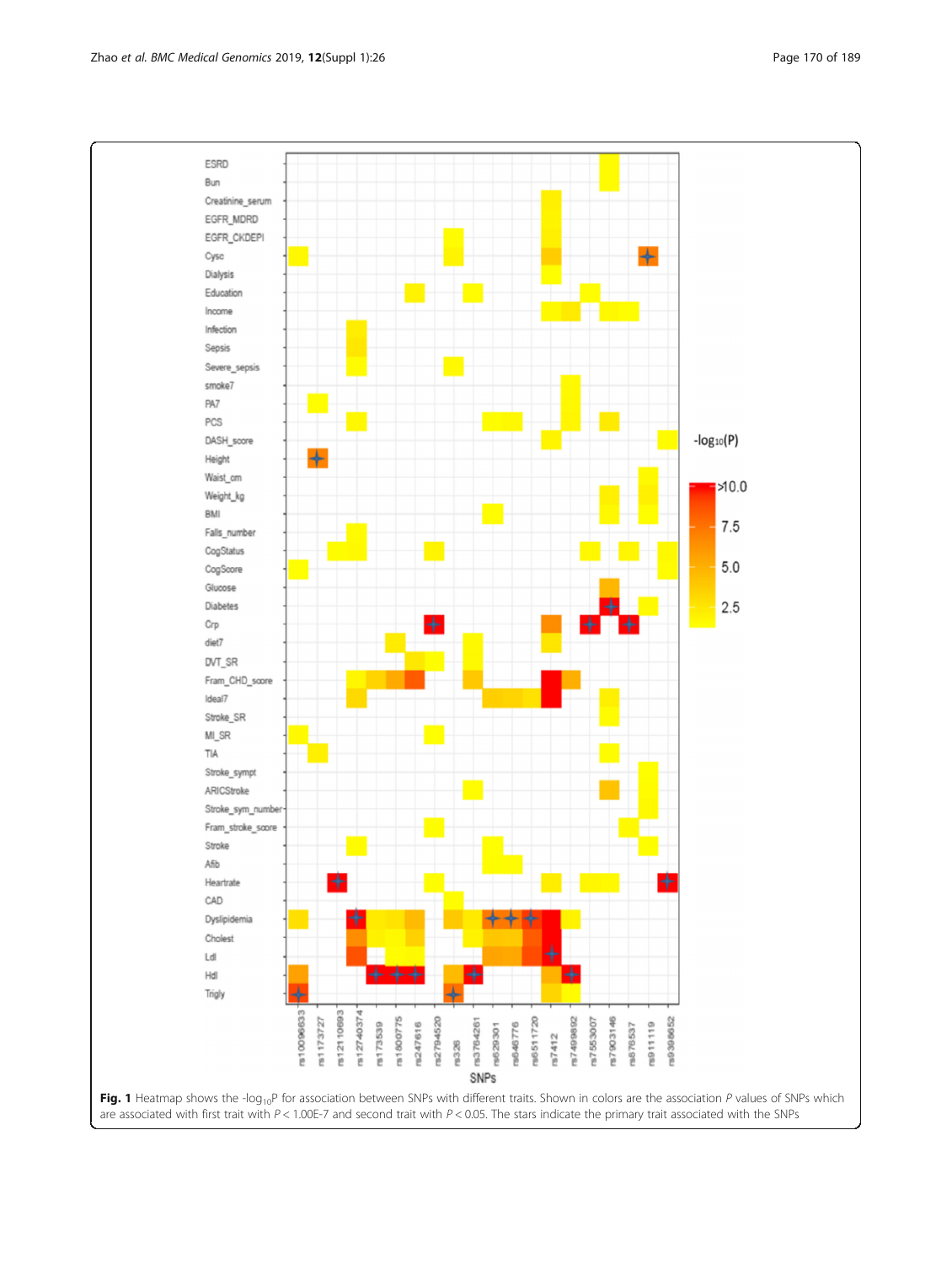**Fig. 1** Heatmap shows the -log$_{10}$P for association between SNPs with different traits. Shown in colors are the association *P* values of SNPs which are associated with first trait with *P* < 1.00E-7 and second trait with *P* < 0.05. The stars indicate the primary trait associated with the SNPs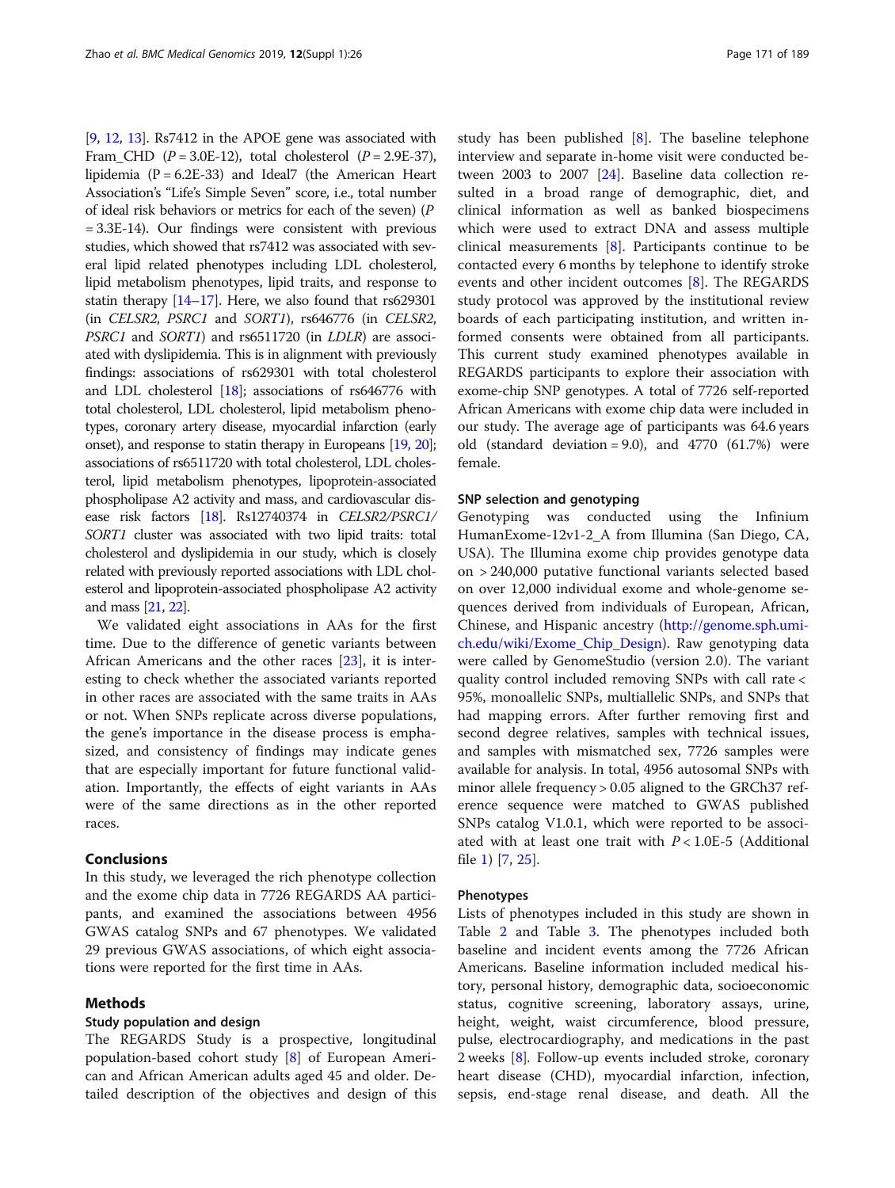[9, 12, 13]. Rs7412 in the APOE gene was associated with Fram_CHD ($P = 3.0E-12$), total cholesterol ($P = 2.9E-37$), lipidemia ($P = 6.2E-33$) and Ideal7 (the American Heart Association's "Life's Simple Seven" score, i.e., total number of ideal risk behaviors or metrics for each of the seven) ($P = 3.3E-14$). Our findings were consistent with previous studies, which showed that rs7412 was associated with several lipid related phenotypes including LDL cholesterol, lipid metabolism phenotypes, lipid traits, and response to statin therapy [14–17]. Here, we also found that rs629301 (in *CELSR2*, *PSRC1* and *SORT1*), rs646776 (in *CELSR2*, *PSRC1* and *SORT1*) and rs6511720 (in *LDLR*) are associated with dyslipidemia. This is in alignment with previously findings: associations of rs629301 with total cholesterol and LDL cholesterol [18]; associations of rs646776 with total cholesterol, LDL cholesterol, lipid metabolism phenotypes, coronary artery disease, myocardial infarction (early onset), and response to statin therapy in Europeans [19, 20]; associations of rs6511720 with total cholesterol, LDL cholesterol, lipid metabolism phenotypes, lipoprotein-associated phospholipase A2 activity and mass, and cardiovascular disease risk factors [18]. Rs12740374 in *CELSR2/PSRC1/SORT1* cluster was associated with two lipid traits: total cholesterol and dyslipidemia in our study, which is closely related with previously reported associations with LDL cholesterol and lipoprotein-associated phospholipase A2 activity and mass [21, 22].

We validated eight associations in AAs for the first time. Due to the difference of genetic variants between African Americans and the other races [23], it is interesting to check whether the associated variants reported in other races are associated with the same traits in AAs or not. When SNPs replicate across diverse populations, the gene's importance in the disease process is emphasized, and consistency of findings may indicate genes that are especially important for future functional validation. Importantly, the effects of eight variants in AAs were of the same directions as in the other reported races.

## Conclusions

In this study, we leveraged the rich phenotype collection and the exome chip data in 7726 REGARDS AA participants, and examined the associations between 4956 GWAS catalog SNPs and 67 phenotypes. We validated 29 previous GWAS associations, of which eight associations were reported for the first time in AAs.

## Methods

### Study population and design

The REGARDS Study is a prospective, longitudinal population-based cohort study [8] of European American and African American adults aged 45 and older. Detailed description of the objectives and design of this study has been published [8]. The baseline telephone interview and separate in-home visit were conducted between 2003 to 2007 [24]. Baseline data collection resulted in a broad range of demographic, diet, and clinical information as well as banked biospecimens which were used to extract DNA and assess multiple clinical measurements [8]. Participants continue to be contacted every 6 months by telephone to identify stroke events and other incident outcomes [8]. The REGARDS study protocol was approved by the institutional review boards of each participating institution, and written informed consents were obtained from all participants. This current study examined phenotypes available in REGARDS participants to explore their association with exome-chip SNP genotypes. A total of 7726 self-reported African Americans with exome chip data were included in our study. The average age of participants was 64.6 years old (standard deviation = 9.0), and 4770 (61.7%) were female.

### SNP selection and genotyping

Genotyping was conducted using the Infinium HumanExome-12v1-2_A from Illumina (San Diego, CA, USA). The Illumina exome chip provides genotype data on > 240,000 putative functional variants selected based on over 12,000 individual exome and whole-genome sequences derived from individuals of European, African, Chinese, and Hispanic ancestry (http://genome.sph.umich.edu/wiki/Exome_Chip_Design). Raw genotyping data were called by GenomeStudio (version 2.0). The variant quality control included removing SNPs with call rate < 95%, monoallelic SNPs, multiallelic SNPs, and SNPs that had mapping errors. After further removing first and second degree relatives, samples with technical issues, and samples with mismatched sex, 7726 samples were available for analysis. In total, 4956 autosomal SNPs with minor allele frequency > 0.05 aligned to the GRCh37 reference sequence were matched to GWAS published SNPs catalog V1.0.1, which were reported to be associated with at least one trait with $P < 1.0E-5$ (Additional file 1) [7, 25].

### Phenotypes

Lists of phenotypes included in this study are shown in Table 2 and Table 3. The phenotypes included both baseline and incident events among the 7726 African Americans. Baseline information included medical history, personal history, demographic data, socioeconomic status, cognitive screening, laboratory assays, urine, height, weight, waist circumference, blood pressure, pulse, electrocardiography, and medications in the past 2 weeks [8]. Follow-up events included stroke, coronary heart disease (CHD), myocardial infarction, infection, sepsis, end-stage renal disease, and death. All the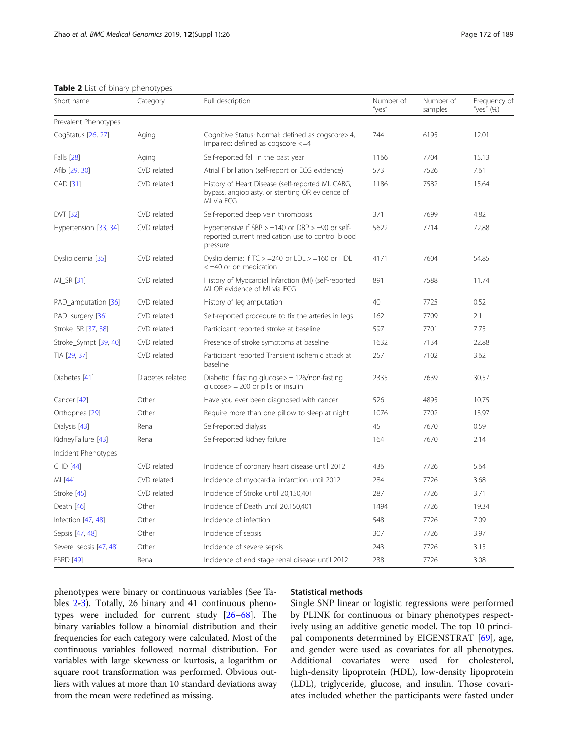**Table 2** List of binary phenotypes

| Short name | Category | Full description | Number of "yes" | Number of samples | Frequency of "yes" (%) |
|---|---|---|---|---|---|
| Prevalent Phenotypes | | | | | |
| CogStatus [26, 27] | Aging | Cognitive Status: Normal: defined as cogscore> 4, Impaired: defined as cogscore <=4 | 744 | 6195 | 12.01 |
| Falls [28] | Aging | Self-reported fall in the past year | 1166 | 7704 | 15.13 |
| Afib [29, 30] | CVD related | Atrial Fibrillation (self-report or ECG evidence) | 573 | 7526 | 7.61 |
| CAD [31] | CVD related | History of Heart Disease (self-reported MI, CABG, bypass, angioplasty, or stenting OR evidence of MI via ECG | 1186 | 7582 | 15.64 |
| DVT [32] | CVD related | Self-reported deep vein thrombosis | 371 | 7699 | 4.82 |
| Hypertension [33, 34] | CVD related | Hypertensive if SBP > =140 or DBP > =90 or self-reported current medication use to control blood pressure | 5622 | 7714 | 72.88 |
| Dyslipidemia [35] | CVD related | Dyslipidemia: if TC > =240 or LDL > =160 or HDL < =40 or on medication | 4171 | 7604 | 54.85 |
| MI_SR [31] | CVD related | History of Myocardial Infarction (MI) (self-reported MI OR evidence of MI via ECG | 891 | 7588 | 11.74 |
| PAD_amputation [36] | CVD related | History of leg amputation | 40 | 7725 | 0.52 |
| PAD_surgery [36] | CVD related | Self-reported procedure to fix the arteries in legs | 162 | 7709 | 2.1 |
| Stroke_SR [37, 38] | CVD related | Participant reported stroke at baseline | 597 | 7701 | 7.75 |
| Stroke_Sympt [39, 40] | CVD related | Presence of stroke symptoms at baseline | 1632 | 7134 | 22.88 |
| TIA [29, 37] | CVD related | Participant reported Transient ischemic attack at baseline | 257 | 7102 | 3.62 |
| Diabetes [41] | Diabetes related | Diabetic if fasting glucose> = 126/non-fasting glucose> = 200 or pills or insulin | 2335 | 7639 | 30.57 |
| Cancer [42] | Other | Have you ever been diagnosed with cancer | 526 | 4895 | 10.75 |
| Orthopnea [29] | Other | Require more than one pillow to sleep at night | 1076 | 7702 | 13.97 |
| Dialysis [43] | Renal | Self-reported dialysis | 45 | 7670 | 0.59 |
| KidneyFailure [43] | Renal | Self-reported kidney failure | 164 | 7670 | 2.14 |
| Incident Phenotypes | | | | | |
| CHD [44] | CVD related | Incidence of coronary heart disease until 2012 | 436 | 7726 | 5.64 |
| MI [44] | CVD related | Incidence of myocardial infarction until 2012 | 284 | 7726 | 3.68 |
| Stroke [45] | CVD related | Incidence of Stroke until 20,150,401 | 287 | 7726 | 3.71 |
| Death [46] | Other | Incidence of Death until 20,150,401 | 1494 | 7726 | 19.34 |
| Infection [47, 48] | Other | Incidence of infection | 548 | 7726 | 7.09 |
| Sepsis [47, 48] | Other | Incidence of sepsis | 307 | 7726 | 3.97 |
| Severe_sepsis [47, 48] | Other | Incidence of severe sepsis | 243 | 7726 | 3.15 |
| ESRD [49] | Renal | Incidence of end stage renal disease until 2012 | 238 | 7726 | 3.08 |

phenotypes were binary or continuous variables (See Tables 2-3). Totally, 26 binary and 41 continuous phenotypes were included for current study [26–68]. The binary variables follow a binomial distribution and their frequencies for each category were calculated. Most of the continuous variables followed normal distribution. For variables with large skewness or kurtosis, a logarithm or square root transformation was performed. Obvious outliers with values at more than 10 standard deviations away from the mean were redefined as missing.

### Statistical methods

Single SNP linear or logistic regressions were performed by PLINK for continuous or binary phenotypes respectively using an additive genetic model. The top 10 principal components determined by EIGENSTRAT [69], age, and gender were used as covariates for all phenotypes. Additional covariates were used for cholesterol, high-density lipoprotein (HDL), low-density lipoprotein (LDL), triglyceride, glucose, and insulin. Those covariates included whether the participants were fasted under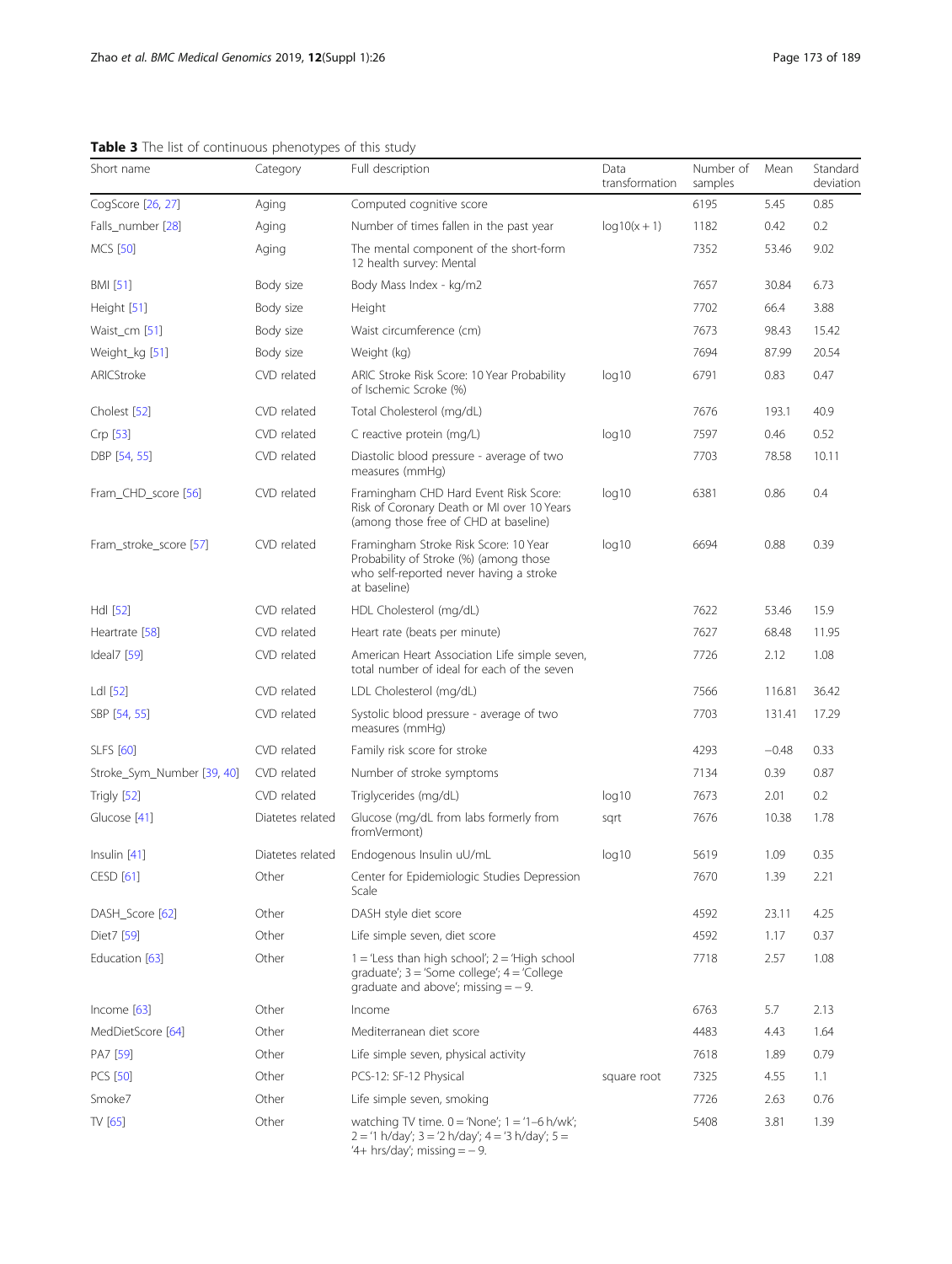**Table 3** The list of continuous phenotypes of this study

| Short name | Category | Full description | Data transformation | Number of samples | Mean | Standard deviation |
|---|---|---|---|---|---|---|
| CogScore [26, 27] | Aging | Computed cognitive score | | 6195 | 5.45 | 0.85 |
| Falls_number [28] | Aging | Number of times fallen in the past year | log10(x + 1) | 1182 | 0.42 | 0.2 |
| MCS [50] | Aging | The mental component of the short-form 12 health survey: Mental | | 7352 | 53.46 | 9.02 |
| BMI [51] | Body size | Body Mass Index - kg/m2 | | 7657 | 30.84 | 6.73 |
| Height [51] | Body size | Height | | 7702 | 66.4 | 3.88 |
| Waist_cm [51] | Body size | Waist circumference (cm) | | 7673 | 98.43 | 15.42 |
| Weight_kg [51] | Body size | Weight (kg) | | 7694 | 87.99 | 20.54 |
| ARICStroke | CVD related | ARIC Stroke Risk Score: 10 Year Probability of Ischemic Scroke (%) | log10 | 6791 | 0.83 | 0.47 |
| Cholest [52] | CVD related | Total Cholesterol (mg/dL) | | 7676 | 193.1 | 40.9 |
| Crp [53] | CVD related | C reactive protein (mg/L) | log10 | 7597 | 0.46 | 0.52 |
| DBP [54, 55] | CVD related | Diastolic blood pressure - average of two measures (mmHg) | | 7703 | 78.58 | 10.11 |
| Fram_CHD_score [56] | CVD related | Framingham CHD Hard Event Risk Score: Risk of Coronary Death or MI over 10 Years (among those free of CHD at baseline) | log10 | 6381 | 0.86 | 0.4 |
| Fram_stroke_score [57] | CVD related | Framingham Stroke Risk Score: 10 Year Probability of Stroke (%) (among those who self-reported never having a stroke at baseline) | log10 | 6694 | 0.88 | 0.39 |
| Hdl [52] | CVD related | HDL Cholesterol (mg/dL) | | 7622 | 53.46 | 15.9 |
| Heartrate [58] | CVD related | Heart rate (beats per minute) | | 7627 | 68.48 | 11.95 |
| Ideal7 [59] | CVD related | American Heart Association Life simple seven, total number of ideal for each of the seven | | 7726 | 2.12 | 1.08 |
| Ldl [52] | CVD related | LDL Cholesterol (mg/dL) | | 7566 | 116.81 | 36.42 |
| SBP [54, 55] | CVD related | Systolic blood pressure - average of two measures (mmHg) | | 7703 | 131.41 | 17.29 |
| SLFS [60] | CVD related | Family risk score for stroke | | 4293 | −0.48 | 0.33 |
| Stroke_Sym_Number [39, 40] | CVD related | Number of stroke symptoms | | 7134 | 0.39 | 0.87 |
| Trigly [52] | CVD related | Triglycerides (mg/dL) | log10 | 7673 | 2.01 | 0.2 |
| Glucose [41] | Diatetes related | Glucose (mg/dL from labs formerly from fromVermont) | sqrt | 7676 | 10.38 | 1.78 |
| Insulin [41] | Diatetes related | Endogenous Insulin uU/mL | log10 | 5619 | 1.09 | 0.35 |
| CESD [61] | Other | Center for Epidemiologic Studies Depression Scale | | 7670 | 1.39 | 2.21 |
| DASH_Score [62] | Other | DASH style diet score | | 4592 | 23.11 | 4.25 |
| Diet7 [59] | Other | Life simple seven, diet score | | 4592 | 1.17 | 0.37 |
| Education [63] | Other | 1 = 'Less than high school'; 2 = 'High school graduate'; 3 = 'Some college'; 4 = 'College graduate and above'; missing = − 9. | | 7718 | 2.57 | 1.08 |
| Income [63] | Other | Income | | 6763 | 5.7 | 2.13 |
| MedDietScore [64] | Other | Mediterranean diet score | | 4483 | 4.43 | 1.64 |
| PA7 [59] | Other | Life simple seven, physical activity | | 7618 | 1.89 | 0.79 |
| PCS [50] | Other | PCS-12: SF-12 Physical | square root | 7325 | 4.55 | 1.1 |
| Smoke7 | Other | Life simple seven, smoking | | 7726 | 2.63 | 0.76 |
| TV [65] | Other | watching TV time. 0 = 'None'; 1 = '1–6 h/wk'; 2 = '1 h/day'; 3 = '2 h/day'; 4 = '3 h/day'; 5 = '4+ hrs/day'; missing = − 9. | | 5408 | 3.81 | 1.39 |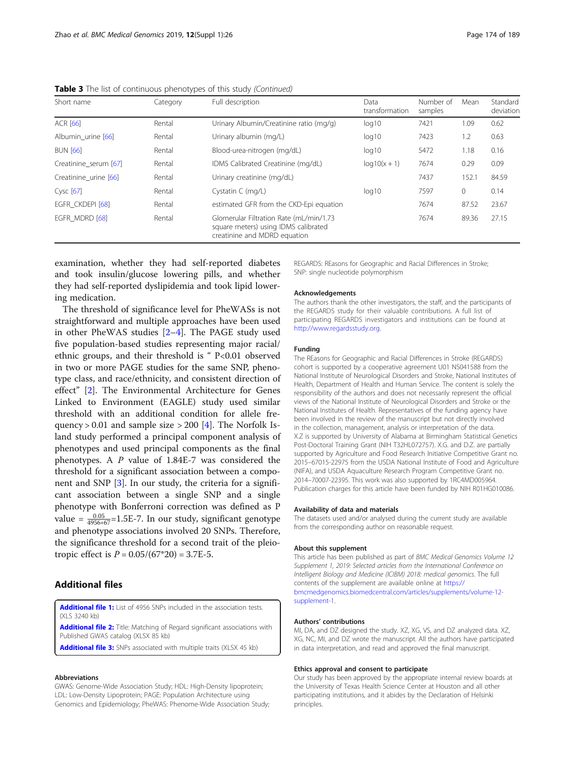**Table 3** The list of continuous phenotypes of this study *(Continued)*

| Short name | Category | Full description | Data transformation | Number of samples | Mean | Standard deviation |
|---|---|---|---|---|---|---|
| ACR [66] | Rental | Urinary Albumin/Creatinine ratio (mg/g) | log10 | 7421 | 1.09 | 0.62 |
| Albumin_urine [66] | Rental | Urinary albumin (mg/L) | log10 | 7423 | 1.2 | 0.63 |
| BUN [66] | Rental | Blood-urea-nitrogen (mg/dL) | log10 | 5472 | 1.18 | 0.16 |
| Creatinine_serum [67] | Rental | IDMS Calibrated Creatinine (mg/dL) | log10(x + 1) | 7674 | 0.29 | 0.09 |
| Creatinine_urine [66] | Rental | Urinary creatinine (mg/dL) | | 7437 | 152.1 | 84.59 |
| Cysc [67] | Rental | Cystatin C (mg/L) | log10 | 7597 | 0 | 0.14 |
| EGFR_CKDEPI [68] | Rental | estimated GFR from the CKD-Epi equation | | 7674 | 87.52 | 23.67 |
| EGFR_MDRD [68] | Rental | Glomerular Filtration Rate (mL/min/1.73 square meters) using IDMS calibrated creatinine and MDRD equation | | 7674 | 89.36 | 27.15 |

examination, whether they had self-reported diabetes and took insulin/glucose lowering pills, and whether they had self-reported dyslipidemia and took lipid lowering medication.

The threshold of significance level for PheWASs is not straightforward and multiple approaches have been used in other PheWAS studies [2–4]. The PAGE study used five population-based studies representing major racial/ethnic groups, and their threshold is " P<0.01 observed in two or more PAGE studies for the same SNP, phenotype class, and race/ethnicity, and consistent direction of effect" [2]. The Environmental Architecture for Genes Linked to Environment (EAGLE) study used similar threshold with an additional condition for allele frequency > 0.01 and sample size > 200 [4]. The Norfolk Island study performed a principal component analysis of phenotypes and used principal components as the final phenotypes. A *P* value of 1.84E-7 was considered the threshold for a significant association between a component and SNP [3]. In our study, the criteria for a significant association between a single SNP and a single phenotype with Bonferroni correction was defined as P value = $\frac{0.05}{4956*67}$=1.5E-7. In our study, significant genotype and phenotype associations involved 20 SNPs. Therefore, the significance threshold for a second trait of the pleiotropic effect is $P = 0.05/(67*20) = 3.7\text{E-}5$.

## Additional files

**Additional file 1:** List of 4956 SNPs included in the association tests. (XLS 3240 kb)

**Additional file 2:** Title: Matching of Regard significant associations with Published GWAS catalog (XLSX 85 kb)

**Additional file 3:** SNPs associated with multiple traits (XLSX 45 kb)

#### Abbreviations

GWAS: Genome-Wide Association Study; HDL: High-Density lipoprotein; LDL: Low-Density Lipoprotein; PAGE: Population Architecture using Genomics and Epidemiology; PheWAS: Phenome-Wide Association Study; REGARDS: REasons for Geographic and Racial Differences in Stroke; SNP: single nucleotide polymorphism

#### Acknowledgements

The authors thank the other investigators, the staff, and the participants of the REGARDS study for their valuable contributions. A full list of participating REGARDS investigators and institutions can be found at http://www.regardsstudy.org.

#### Funding

The REasons for Geographic and Racial Differences in Stroke (REGARDS) cohort is supported by a cooperative agreement U01 NS041588 from the National Institute of Neurological Disorders and Stroke, National Institutes of Health, Department of Health and Human Service. The content is solely the responsibility of the authors and does not necessarily represent the official views of the National Institute of Neurological Disorders and Stroke or the National Institutes of Health. Representatives of the funding agency have been involved in the review of the manuscript but not directly involved in the collection, management, analysis or interpretation of the data. X.Z is supported by University of Alabama at Birmingham Statistical Genetics Post-Doctoral Training Grant (NIH T32HL072757). X.G. and D.Z. are partially supported by Agriculture and Food Research Initiative Competitive Grant no. 2015–67015-22975 from the USDA National Institute of Food and Agriculture (NIFA), and USDA Aquaculture Research Program Competitive Grant no. 2014–70007-22395. This work was also supported by 1RC4MD005964. Publication charges for this article have been funded by NIH R01HG010086.

#### Availability of data and materials

The datasets used and/or analysed during the current study are available from the corresponding author on reasonable request.

#### About this supplement

This article has been published as part of *BMC Medical Genomics Volume 12 Supplement 1, 2019: Selected articles from the International Conference on Intelligent Biology and Medicine (ICIBM) 2018: medical genomics*. The full contents of the supplement are available online at https://bmcmedgenomics.biomedcentral.com/articles/supplements/volume-12-supplement-1.

#### Authors' contributions

MI, DA, and DZ designed the study. XZ, XG, VS, and DZ analyzed data. XZ, XG, NC, MI, and DZ wrote the manuscript. All the authors have participated in data interpretation, and read and approved the final manuscript.

#### Ethics approval and consent to participate

Our study has been approved by the appropriate internal review boards at the University of Texas Health Science Center at Houston and all other participating institutions, and it abides by the Declaration of Helsinki principles.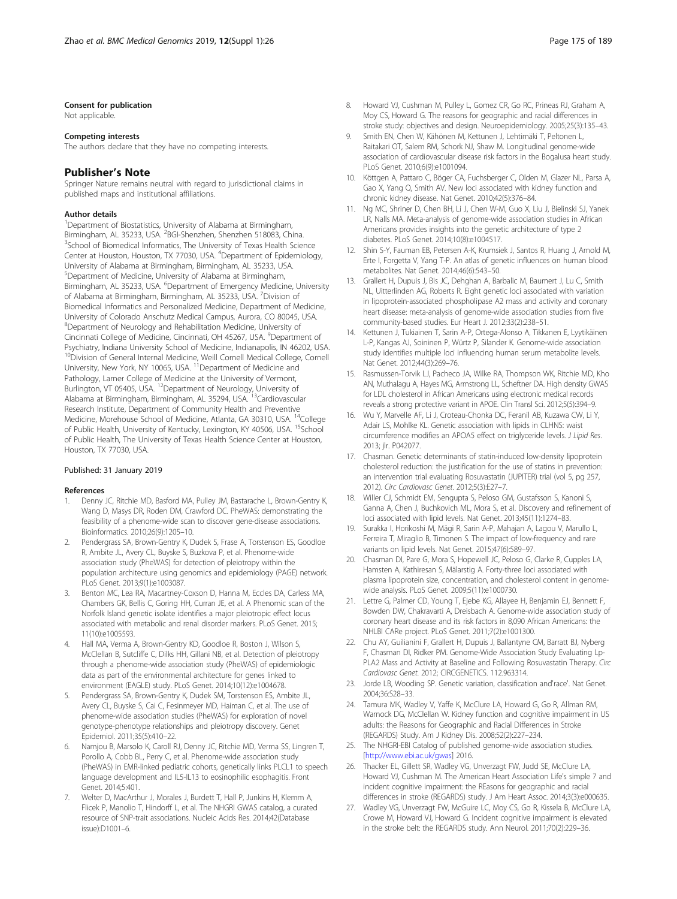#### Consent for publication

Not applicable.

#### Competing interests

The authors declare that they have no competing interests.

## Publisher's Note

Springer Nature remains neutral with regard to jurisdictional claims in published maps and institutional affiliations.

#### Author details

[1]Department of Biostatistics, University of Alabama at Birmingham, Birmingham, AL 35233, USA. [2]BGI-Shenzhen, Shenzhen 518083, China. [3]School of Biomedical Informatics, The University of Texas Health Science Center at Houston, Houston, TX 77030, USA. [4]Department of Epidemiology, University of Alabama at Birmingham, Birmingham, AL 35233, USA. [5]Department of Medicine, University of Alabama at Birmingham, Birmingham, AL 35233, USA. [6]Department of Emergency Medicine, University of Alabama at Birmingham, Birmingham, AL 35233, USA. [7]Division of Biomedical Informatics and Personalized Medicine, Department of Medicine, University of Colorado Anschutz Medical Campus, Aurora, CO 80045, USA. [8]Department of Neurology and Rehabilitation Medicine, University of Cincinnati College of Medicine, Cincinnati, OH 45267, USA. [9]Department of Psychiatry, Indiana University School of Medicine, Indianapolis, IN 46202, USA. [10]Division of General Internal Medicine, Weill Cornell Medical College, Cornell University, New York, NY 10065, USA. [11]Department of Medicine and Pathology, Larner College of Medicine at the University of Vermont, Burlington, VT 05405, USA. [12]Department of Neurology, University of Alabama at Birmingham, Birmingham, AL 35294, USA. [13]Cardiovascular Research Institute, Department of Community Health and Preventive Medicine, Morehouse School of Medicine, Atlanta, GA 30310, USA. [14]College of Public Health, University of Kentucky, Lexington, KY 40506, USA. [15]School of Public Health, The University of Texas Health Science Center at Houston, Houston, TX 77030, USA.

Published: 31 January 2019

#### References

1. Denny JC, Ritchie MD, Basford MA, Pulley JM, Bastarache L, Brown-Gentry K, Wang D, Masys DR, Roden DM, Crawford DC. PheWAS: demonstrating the feasibility of a phenome-wide scan to discover gene-disease associations. Bioinformatics. 2010;26(9):1205–10.
2. Pendergrass SA, Brown-Gentry K, Dudek S, Frase A, Torstenson ES, Goodloe R, Ambite JL, Avery CL, Buyske S, Buzkova P, et al. Phenome-wide association study (PheWAS) for detection of pleiotropy within the population architecture using genomics and epidemiology (PAGE) network. PLoS Genet. 2013;9(1):e1003087.
3. Benton MC, Lea RA, Macartney-Coxson D, Hanna M, Eccles DA, Carless MA, Chambers GK, Bellis C, Goring HH, Curran JE, et al. A Phenomic scan of the Norfolk Island genetic isolate identifies a major pleiotropic effect locus associated with metabolic and renal disorder markers. PLoS Genet. 2015; 11(10):e1005593.
4. Hall MA, Verma A, Brown-Gentry KD, Goodloe R, Boston J, Wilson S, McClellan B, Sutcliffe C, Dilks HH, Gillani NB, et al. Detection of pleiotropy through a phenome-wide association study (PheWAS) of epidemiologic data as part of the environmental architecture for genes linked to environment (EAGLE) study. PLoS Genet. 2014;10(12):e1004678.
5. Pendergrass SA, Brown-Gentry K, Dudek SM, Torstenson ES, Ambite JL, Avery CL, Buyske S, Cai C, Fesinmeyer MD, Haiman C, et al. The use of phenome-wide association studies (PheWAS) for exploration of novel genotype-phenotype relationships and pleiotropy discovery. Genet Epidemiol. 2011;35(5):410–22.
6. Namjou B, Marsolo K, Caroll RJ, Denny JC, Ritchie MD, Verma SS, Lingren T, Porollo A, Cobb BL, Perry C, et al. Phenome-wide association study (PheWAS) in EMR-linked pediatric cohorts, genetically links PLCL1 to speech language development and IL5-IL13 to eosinophilic esophagitis. Front Genet. 2014;5:401.
7. Welter D, MacArthur J, Morales J, Burdett T, Hall P, Junkins H, Klemm A, Flicek P, Manolio T, Hindorff L, et al. The NHGRI GWAS catalog, a curated resource of SNP-trait associations. Nucleic Acids Res. 2014;42(Database issue):D1001–6.
8. Howard VJ, Cushman M, Pulley L, Gomez CR, Go RC, Prineas RJ, Graham A, Moy CS, Howard G. The reasons for geographic and racial differences in stroke study: objectives and design. Neuroepidemiology. 2005;25(3):135–43.
9. Smith EN, Chen W, Kähönen M, Kettunen J, Lehtimäki T, Peltonen L, Raitakari OT, Salem RM, Schork NJ, Shaw M. Longitudinal genome-wide association of cardiovascular disease risk factors in the Bogalusa heart study. PLoS Genet. 2010;6(9):e1001094.
10. Köttgen A, Pattaro C, Böger CA, Fuchsberger C, Olden M, Glazer NL, Parsa A, Gao X, Yang Q, Smith AV. New loci associated with kidney function and chronic kidney disease. Nat Genet. 2010;42(5):376–84.
11. Ng MC, Shriner D, Chen BH, Li J, Chen W-M, Guo X, Liu J, Bielinski SJ, Yanek LR, Nalls MA. Meta-analysis of genome-wide association studies in African Americans provides insights into the genetic architecture of type 2 diabetes. PLoS Genet. 2014;10(8):e1004517.
12. Shin S-Y, Fauman EB, Petersen A-K, Krumsiek J, Santos R, Huang J, Arnold M, Erte I, Forgetta V, Yang T-P. An atlas of genetic influences on human blood metabolites. Nat Genet. 2014;46(6):543–50.
13. Grallert H, Dupuis J, Bis JC, Dehghan A, Barbalic M, Baumert J, Lu C, Smith NL, Uitterlinden AG, Roberts R. Eight genetic loci associated with variation in lipoprotein-associated phospholipase A2 mass and activity and coronary heart disease: meta-analysis of genome-wide association studies from five community-based studies. Eur Heart J. 2012;33(2):238–51.
14. Kettunen J, Tukiainen T, Sarin A-P, Ortega-Alonso A, Tikkanen E, Lyytikäinen L-P, Kangas AJ, Soininen P, Würtz P, Silander K. Genome-wide association study identifies multiple loci influencing human serum metabolite levels. Nat Genet. 2012;44(3):269–76.
15. Rasmussen-Torvik LJ, Pacheco JA, Wilke RA, Thompson WK, Ritchie MD, Kho AN, Muthalagu A, Hayes MG, Armstrong LL, Scheftner DA. High density GWAS for LDL cholesterol in African Americans using electronic medical records reveals a strong protective variant in APOE. Clin Transl Sci. 2012;5(5):394–9.
16. Wu Y, Marvelle AF, Li J, Croteau-Chonka DC, Feranil AB, Kuzawa CW, Li Y, Adair LS, Mohlke KL. Genetic association with lipids in CLHNS: waist circumference modifies an APOA5 effect on triglyceride levels. *J Lipid Res*. 2013; jlr. P042077.
17. Chasman. Genetic determinants of statin-induced low-density lipoprotein cholesterol reduction: the justification for the use of statins in prevention: an intervention trial evaluating Rosuvastatin (JUPITER) trial (vol 5, pg 257, 2012). *Circ Cardiovasc Genet*. 2012;5(3):E27–7.
18. Willer CJ, Schmidt EM, Sengupta S, Peloso GM, Gustafsson S, Kanoni S, Ganna A, Chen J, Buchkovich ML, Mora S, et al. Discovery and refinement of loci associated with lipid levels. Nat Genet. 2013;45(11):1274–83.
19. Surakka I, Horikoshi M, Mägi R, Sarin A-P, Mahajan A, Lagou V, Marullo L, Ferreira T, Miraglio B, Timonen S. The impact of low-frequency and rare variants on lipid levels. Nat Genet. 2015;47(6):589–97.
20. Chasman DI, Pare G, Mora S, Hopewell JC, Peloso G, Clarke R, Cupples LA, Hamsten A, Kathiresan S, Mälarstig A. Forty-three loci associated with plasma lipoprotein size, concentration, and cholesterol content in genome-wide analysis. PLoS Genet. 2009;5(11):e1000730.
21. Lettre G, Palmer CD, Young T, Ejebe KG, Allayee H, Benjamin EJ, Bennett F, Bowden DW, Chakravarti A, Dreisbach A. Genome-wide association study of coronary heart disease and its risk factors in 8,090 African Americans: the NHLBI CARe project. PLoS Genet. 2011;7(2):e1001300.
22. Chu AY, Guilianini F, Grallert H, Dupuis J, Ballantyne CM, Barratt BJ, Nyberg F, Chasman DI, Ridker PM. Genome-Wide Association Study Evaluating Lp-PLA2 Mass and Activity at Baseline and Following Rosuvastatin Therapy. *Circ Cardiovasc Genet*. 2012; CIRCGENETICS. 112.963314.
23. Jorde LB, Wooding SP. Genetic variation, classification and'race'. Nat Genet. 2004;36:S28–33.
24. Tamura MK, Wadley V, Yaffe K, McClure LA, Howard G, Go RM, Allman RM, Warnock DG, McClellan W. Kidney function and cognitive impairment in US adults: the Reasons for Geographic and Racial Differences in Stroke (REGARDS) Study. Am J Kidney Dis. 2008;52(2):227–234.
25. The NHGRI-EBI Catalog of published genome-wide association studies. [http://www.ebi.ac.uk/gwas] 2016.
26. Thacker EL, Gillett SR, Wadley VG, Unverzagt FW, Judd SE, McClure LA, Howard VJ, Cushman M. The American Heart Association Life's simple 7 and incident cognitive impairment: the REasons for geographic and racial differences in stroke (REGARDS) study. J Am Heart Assoc. 2014;3(3):e000635.
27. Wadley VG, Unverzagt FW, McGuire LC, Moy CS, Go R, Kissela B, McClure LA, Crowe M, Howard VJ, Howard G. Incident cognitive impairment is elevated in the stroke belt: the REGARDS study. Ann Neurol. 2011;70(2):229–36.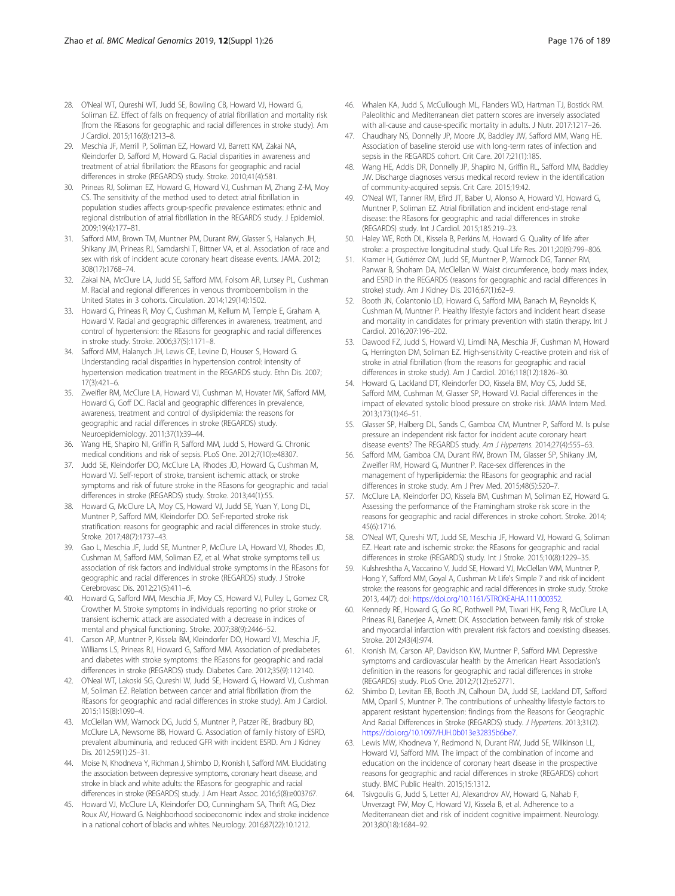28. O'Neal WT, Qureshi WT, Judd SE, Bowling CB, Howard VJ, Howard G, Soliman EZ. Effect of falls on frequency of atrial fibrillation and mortality risk (from the REasons for geographic and racial differences in stroke study). Am J Cardiol. 2015;116(8):1213–8.
29. Meschia JF, Merrill P, Soliman EZ, Howard VJ, Barrett KM, Zakai NA, Kleindorfer D, Safford M, Howard G. Racial disparities in awareness and treatment of atrial fibrillation: the REasons for geographic and racial differences in stroke (REGARDS) study. Stroke. 2010;41(4):581.
30. Prineas RJ, Soliman EZ, Howard G, Howard VJ, Cushman M, Zhang Z-M, Moy CS. The sensitivity of the method used to detect atrial fibrillation in population studies affects group-specific prevalence estimates: ethnic and regional distribution of atrial fibrillation in the REGARDS study. J Epidemiol. 2009;19(4):177–81.
31. Safford MM, Brown TM, Muntner PM, Durant RW, Glasser S, Halanych JH, Shikany JM, Prineas RJ, Samdarshi T, Bittner VA, et al. Association of race and sex with risk of incident acute coronary heart disease events. JAMA. 2012; 308(17):1768–74.
32. Zakai NA, McClure LA, Judd SE, Safford MM, Folsom AR, Lutsey PL, Cushman M. Racial and regional differences in venous thromboembolism in the United States in 3 cohorts. Circulation. 2014;129(14):1502.
33. Howard G, Prineas R, Moy C, Cushman M, Kellum M, Temple E, Graham A, Howard V. Racial and geographic differences in awareness, treatment, and control of hypertension: the REasons for geographic and racial differences in stroke study. Stroke. 2006;37(5):1171–8.
34. Safford MM, Halanych JH, Lewis CE, Levine D, Houser S, Howard G. Understanding racial disparities in hypertension control: intensity of hypertension medication treatment in the REGARDS study. Ethn Dis. 2007; 17(3):421–6.
35. Zweifler RM, McClure LA, Howard VJ, Cushman M, Hovater MK, Safford MM, Howard G, Goff DC. Racial and geographic differences in prevalence, awareness, treatment and control of dyslipidemia: the reasons for geographic and racial differences in stroke (REGARDS) study. Neuroepidemiology. 2011;37(1):39–44.
36. Wang HE, Shapiro NI, Griffin R, Safford MM, Judd S, Howard G. Chronic medical conditions and risk of sepsis. PLoS One. 2012;7(10):e48307.
37. Judd SE, Kleindorfer DO, McClure LA, Rhodes JD, Howard G, Cushman M, Howard VJ. Self-report of stroke, transient ischemic attack, or stroke symptoms and risk of future stroke in the REasons for geographic and racial differences in stroke (REGARDS) study. Stroke. 2013;44(1):55.
38. Howard G, McClure LA, Moy CS, Howard VJ, Judd SE, Yuan Y, Long DL, Muntner P, Safford MM, Kleindorfer DO. Self-reported stroke risk stratification: reasons for geographic and racial differences in stroke study. Stroke. 2017;48(7):1737–43.
39. Gao L, Meschia JF, Judd SE, Muntner P, McClure LA, Howard VJ, Rhodes JD, Cushman M, Safford MM, Soliman EZ, et al. What stroke symptoms tell us: association of risk factors and individual stroke symptoms in the REasons for geographic and racial differences in stroke (REGARDS) study. J Stroke Cerebrovasc Dis. 2012;21(5):411–6.
40. Howard G, Safford MM, Meschia JF, Moy CS, Howard VJ, Pulley L, Gomez CR, Crowther M. Stroke symptoms in individuals reporting no prior stroke or transient ischemic attack are associated with a decrease in indices of mental and physical functioning. Stroke. 2007;38(9):2446–52.
41. Carson AP, Muntner P, Kissela BM, Kleindorfer DO, Howard VJ, Meschia JF, Williams LS, Prineas RJ, Howard G, Safford MM. Association of prediabetes and diabetes with stroke symptoms: the REasons for geographic and racial differences in stroke (REGARDS) study. Diabetes Care. 2012;35(9):112140.
42. O'Neal WT, Lakoski SG, Qureshi W, Judd SE, Howard G, Howard VJ, Cushman M, Soliman EZ. Relation between cancer and atrial fibrillation (from the REasons for geographic and racial differences in stroke study). Am J Cardiol. 2015;115(8):1090–4.
43. McClellan WM, Warnock DG, Judd S, Muntner P, Patzer RE, Bradbury BD, McClure LA, Newsome BB, Howard G. Association of family history of ESRD, prevalent albuminuria, and reduced GFR with incident ESRD. Am J Kidney Dis. 2012;59(1):25–31.
44. Moise N, Khodneva Y, Richman J, Shimbo D, Kronish I, Safford MM. Elucidating the association between depressive symptoms, coronary heart disease, and stroke in black and white adults: the REasons for geographic and racial differences in stroke (REGARDS) study. J Am Heart Assoc. 2016;5(8):e003767.
45. Howard VJ, McClure LA, Kleindorfer DO, Cunningham SA, Thrift AG, Diez Roux AV, Howard G. Neighborhood socioeconomic index and stroke incidence in a national cohort of blacks and whites. Neurology. 2016;87(22):10.1212.
46. Whalen KA, Judd S, McCullough ML, Flanders WD, Hartman TJ, Bostick RM. Paleolithic and Mediterranean diet pattern scores are inversely associated with all-cause and cause-specific mortality in adults. J Nutr. 2017:1217–26.
47. Chaudhary NS, Donnelly JP, Moore JX, Baddley JW, Safford MM, Wang HE. Association of baseline steroid use with long-term rates of infection and sepsis in the REGARDS cohort. Crit Care. 2017;21(1):185.
48. Wang HE, Addis DR, Donnelly JP, Shapiro NI, Griffin RL, Safford MM, Baddley JW. Discharge diagnoses versus medical record review in the identification of community-acquired sepsis. Crit Care. 2015;19:42.
49. O'Neal WT, Tanner RM, Efird JT, Baber U, Alonso A, Howard VJ, Howard G, Muntner P, Soliman EZ. Atrial fibrillation and incident end-stage renal disease: the REasons for geographic and racial differences in stroke (REGARDS) study. Int J Cardiol. 2015;185:219–23.
50. Haley WE, Roth DL, Kissela B, Perkins M, Howard G. Quality of life after stroke: a prospective longitudinal study. Qual Life Res. 2011;20(6):799–806.
51. Kramer H, Gutiérrez OM, Judd SE, Muntner P, Warnock DG, Tanner RM, Panwar B, Shoham DA, McClellan W. Waist circumference, body mass index, and ESRD in the REGARDS (reasons for geographic and racial differences in stroke) study. Am J Kidney Dis. 2016;67(1):62–9.
52. Booth JN, Colantonio LD, Howard G, Safford MM, Banach M, Reynolds K, Cushman M, Muntner P. Healthy lifestyle factors and incident heart disease and mortality in candidates for primary prevention with statin therapy. Int J Cardiol. 2016;207:196–202.
53. Dawood FZ, Judd S, Howard VJ, Limdi NA, Meschia JF, Cushman M, Howard G, Herrington DM, Soliman EZ. High-sensitivity C-reactive protein and risk of stroke in atrial fibrillation (from the reasons for geographic and racial differences in stroke study). Am J Cardiol. 2016;118(12):1826–30.
54. Howard G, Lackland DT, Kleindorfer DO, Kissela BM, Moy CS, Judd SE, Safford MM, Cushman M, Glasser SP, Howard VJ. Racial differences in the impact of elevated systolic blood pressure on stroke risk. JAMA Intern Med. 2013;173(1):46–51.
55. Glasser SP, Halberg DL, Sands C, Gamboa CM, Muntner P, Safford M. Is pulse pressure an independent risk factor for incident acute coronary heart disease events? The REGARDS study. *Am J Hypertens*. 2014;27(4):555–63.
56. Safford MM, Gamboa CM, Durant RW, Brown TM, Glasser SP, Shikany JM, Zweifler RM, Howard G, Muntner P. Race-sex differences in the management of hyperlipidemia: the REasons for geographic and racial differences in stroke study. Am J Prev Med. 2015;48(5):520–7.
57. McClure LA, Kleindorfer DO, Kissela BM, Cushman M, Soliman EZ, Howard G. Assessing the performance of the Framingham stroke risk score in the reasons for geographic and racial differences in stroke cohort. Stroke. 2014; 45(6):1716.
58. O'Neal WT, Qureshi WT, Judd SE, Meschia JF, Howard VJ, Howard G, Soliman EZ. Heart rate and ischemic stroke: the REasons for geographic and racial differences in stroke (REGARDS) study. Int J Stroke. 2015;10(8):1229–35.
59. Kulshreshtha A, Vaccarino V, Judd SE, Howard VJ, McClellan WM, Muntner P, Hong Y, Safford MM, Goyal A, Cushman M: Life's Simple 7 and risk of incident stroke: the reasons for geographic and racial differences in stroke study. Stroke 2013, 44(7): doi: https://doi.org/10.1161/STROKEAHA.111.000352.
60. Kennedy RE, Howard G, Go RC, Rothwell PM, Tiwari HK, Feng R, McClure LA, Prineas RJ, Banerjee A, Arnett DK. Association between family risk of stroke and myocardial infarction with prevalent risk factors and coexisting diseases. Stroke. 2012;43(4):974.
61. Kronish IM, Carson AP, Davidson KW, Muntner P, Safford MM. Depressive symptoms and cardiovascular health by the American Heart Association's definition in the reasons for geographic and racial differences in stroke (REGARDS) study. PLoS One. 2012;7(12):e52771.
62. Shimbo D, Levitan EB, Booth JN, Calhoun DA, Judd SE, Lackland DT, Safford MM, Oparil S, Muntner P. The contributions of unhealthy lifestyle factors to apparent resistant hypertension: findings from the Reasons for Geographic And Racial Differences in Stroke (REGARDS) study. *J Hypertens*. 2013;31(2). https://doi.org/10.1097/HJH.0b013e32835b6be7.
63. Lewis MW, Khodneva Y, Redmond N, Durant RW, Judd SE, Wilkinson LL, Howard VJ, Safford MM. The impact of the combination of income and education on the incidence of coronary heart disease in the prospective reasons for geographic and racial differences in stroke (REGARDS) cohort study. BMC Public Health. 2015;15:1312.
64. Tsivgoulis G, Judd S, Letter AJ, Alexandrov AV, Howard G, Nahab F, Unverzagt FW, Moy C, Howard VJ, Kissela B, et al. Adherence to a Mediterranean diet and risk of incident cognitive impairment. Neurology. 2013;80(18):1684–92.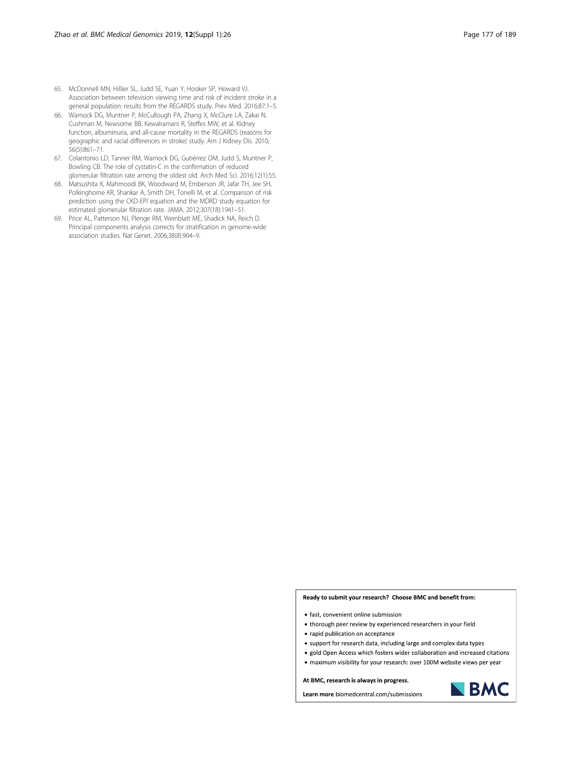65. McDonnell MN, Hillier SL, Judd SE, Yuan Y, Hooker SP, Howard VJ. Association between television viewing time and risk of incident stroke in a general population: results from the REGARDS study. Prev Med. 2016;87:1–5.
66. Warnock DG, Muntner P, McCullough PA, Zhang X, McClure LA, Zakai N, Cushman M, Newsome BB, Kewalramani R, Steffes MW, et al. Kidney function, albuminuria, and all-cause mortality in the REGARDS (reasons for geographic and racial differences in stroke) study. Am J Kidney Dis. 2010; 56(5):861–71.
67. Colantonio LD, Tanner RM, Warnock DG, Gutiérrez OM, Judd S, Muntner P, Bowling CB. The role of cystatin-C in the confirmation of reduced glomerular filtration rate among the oldest old. Arch Med Sci. 2016;12(1):55.
68. Matsushita K, Mahmoodi BK, Woodward M, Emberson JR, Jafar TH, Jee SH, Polkinghorne KR, Shankar A, Smith DH, Tonelli M, et al. Comparison of risk prediction using the CKD-EPI equation and the MDRD study equation for estimated glomerular filtration rate. JAMA. 2012;307(18):1941–51.
69. Price AL, Patterson NJ, Plenge RM, Weinblatt ME, Shadick NA, Reich D. Principal components analysis corrects for stratification in genome-wide association studies. Nat Genet. 2006;38(8):904–9.

**Ready to submit your research? Choose BMC and benefit from:**

- fast, convenient online submission
- thorough peer review by experienced researchers in your field
- rapid publication on acceptance
- support for research data, including large and complex data types
- gold Open Access which fosters wider collaboration and increased citations
- maximum visibility for your research: over 100M website views per year

**At BMC, research is always in progress.**

**Learn more** biomedcentral.com/submissions

BMC